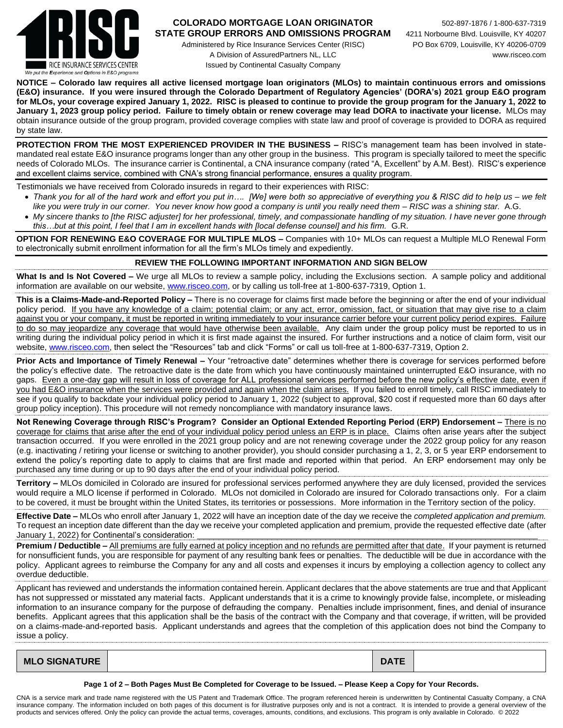RICE INSURANCE SERVICES CENTER

*We put the Experience and Options in E&O programs*

**COLORADO MORTGAGE LOAN ORIGINATOR STATE GROUP ERRORS AND OMISSIONS PROGRAM**

Administered by Rice Insurance Services Center (RISC)
A Division of AssuredPartners NL, LLC
Issued by Continental Casualty Company

502-897-1876 / 1-800-637-7319
4211 Norbourne Blvd. Louisville, KY 40207
PO Box 6709, Louisville, KY 40206-0709
www.risceo.com

**NOTICE – Colorado law requires all active licensed mortgage loan originators (MLOs) to maintain continuous errors and omissions (E&O) insurance. If you were insured through the Colorado Department of Regulatory Agencies' (DORA's) 2021 group E&O program for MLOs, your coverage expired January 1, 2022. RISC is pleased to continue to provide the group program for the January 1, 2022 to January 1, 2023 group policy period. Failure to timely obtain or renew coverage may lead DORA to inactivate your license.** MLOs may obtain insurance outside of the group program, provided coverage complies with state law and proof of coverage is provided to DORA as required by state law.

**PROTECTION FROM THE MOST EXPERIENCED PROVIDER IN THE BUSINESS –** RISC's management team has been involved in state-mandated real estate E&O insurance programs longer than any other group in the business. This program is specially tailored to meet the specific needs of Colorado MLOs. The insurance carrier is Continental, a CNA insurance company (rated "A, Excellent" by A.M. Best). RISC's experience and excellent claims service, combined with CNA's strong financial performance, ensures a quality program.

Testimonials we have received from Colorado insureds in regard to their experiences with RISC:

- *Thank you for all of the hard work and effort you put in…. [We] were both so appreciative of everything you & RISC did to help us – we felt like you were truly in our corner. You never know how good a company is until you really need them – RISC was a shining star.* A.G.
- *My sincere thanks to [the RISC adjuster] for her professional, timely, and compassionate handling of my situation. I have never gone through this…but at this point, I feel that I am in excellent hands with [local defense counsel] and his firm.* G.R.

**OPTION FOR RENEWING E&O COVERAGE FOR MULTIPLE MLOS –** Companies with 10+ MLOs can request a Multiple MLO Renewal Form to electronically submit enrollment information for all the firm's MLOs timely and expediently.

**REVIEW THE FOLLOWING IMPORTANT INFORMATION AND SIGN BELOW**

**What Is and Is Not Covered –** We urge all MLOs to review a sample policy, including the Exclusions section. A sample policy and additional information are available on our website, www.risceo.com, or by calling us toll-free at 1-800-637-7319, Option 1.

**This is a Claims-Made-and-Reported Policy –** There is no coverage for claims first made before the beginning or after the end of your individual policy period. If you have any knowledge of a claim; potential claim; or any act, error, omission, fact, or situation that may give rise to a claim against you or your company, it must be reported in writing immediately to your insurance carrier before your current policy period expires. Failure to do so may jeopardize any coverage that would have otherwise been available. Any claim under the group policy must be reported to us in writing during the individual policy period in which it is first made against the insured. For further instructions and a notice of claim form, visit our website, www.risceo.com, then select the "Resources" tab and click "Forms" or call us toll-free at 1-800-637-7319, Option 2.

**Prior Acts and Importance of Timely Renewal –** Your "retroactive date" determines whether there is coverage for services performed before the policy's effective date. The retroactive date is the date from which you have continuously maintained uninterrupted E&O insurance, with no gaps. Even a one-day gap will result in loss of coverage for ALL professional services performed before the new policy's effective date, even if you had E&O insurance when the services were provided and again when the claim arises. If you failed to enroll timely, call RISC immediately to see if you qualify to backdate your individual policy period to January 1, 2022 (subject to approval, $20 cost if requested more than 60 days after group policy inception). This procedure will not remedy noncompliance with mandatory insurance laws.

**Not Renewing Coverage through RISC's Program? Consider an Optional Extended Reporting Period (ERP) Endorsement –** There is no coverage for claims that arise after the end of your individual policy period unless an ERP is in place. Claims often arise years after the subject transaction occurred. If you were enrolled in the 2021 group policy and are not renewing coverage under the 2022 group policy for any reason (e.g. inactivating / retiring your license or switching to another provider), you should consider purchasing a 1, 2, 3, or 5 year ERP endorsement to extend the policy's reporting date to apply to claims that are first made and reported within that period. An ERP endorsement may only be purchased any time during or up to 90 days after the end of your individual policy period.

**Territory –** MLOs domiciled in Colorado are insured for professional services performed anywhere they are duly licensed, provided the services would require a MLO license if performed in Colorado. MLOs not domiciled in Colorado are insured for Colorado transactions only. For a claim to be covered, it must be brought within the United States, its territories or possessions. More information in the Territory section of the policy.

**Effective Date –** MLOs who enroll after January 1, 2022 will have an inception date of the day we receive the *completed application and premium.* To request an inception date different than the day we receive your completed application and premium, provide the requested effective date (after January 1, 2022) for Continental's consideration: ______________________________

**Premium / Deductible –** All premiums are fully earned at policy inception and no refunds are permitted after that date. If your payment is returned for nonsufficient funds, you are responsible for payment of any resulting bank fees or penalties. The deductible will be due in accordance with the policy. Applicant agrees to reimburse the Company for any and all costs and expenses it incurs by employing a collection agency to collect any overdue deductible.

Applicant has reviewed and understands the information contained herein. Applicant declares that the above statements are true and that Applicant has not suppressed or misstated any material facts. Applicant understands that it is a crime to knowingly provide false, incomplete, or misleading information to an insurance company for the purpose of defrauding the company. Penalties include imprisonment, fines, and denial of insurance benefits. Applicant agrees that this application shall be the basis of the contract with the Company and that coverage, if written, will be provided on a claims-made-and-reported basis. Applicant understands and agrees that the completion of this application does not bind the Company to issue a policy.

| **MLO SIGNATURE** | | **DATE** | |
|---|---|---|---|

**Page 1 of 2 – Both Pages Must Be Completed for Coverage to be Issued. – Please Keep a Copy for Your Records.**

CNA is a service mark and trade name registered with the US Patent and Trademark Office. The program referenced herein is underwritten by Continental Casualty Company, a CNA insurance company. The information included on both pages of this document is for illustrative purposes only and is not a contract. It is intended to provide a general overview of the products and services offered. Only the policy can provide the actual terms, coverages, amounts, conditions, and exclusions. This program is only available in Colorado. © 2022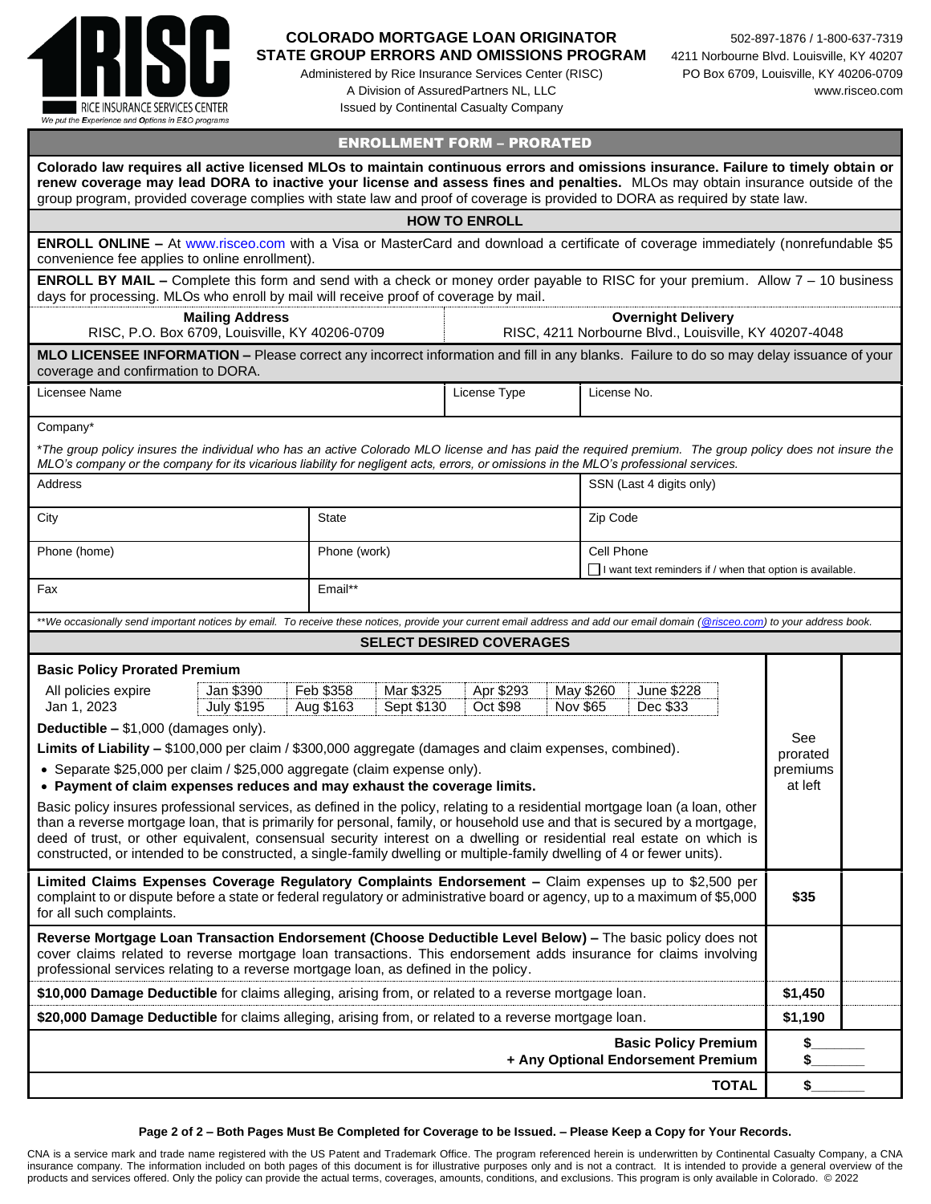**COLORADO MORTGAGE LOAN ORIGINATOR**
**STATE GROUP ERRORS AND OMISSIONS PROGRAM**
Administered by Rice Insurance Services Center (RISC)
A Division of AssuredPartners NL, LLC
Issued by Continental Casualty Company

RICE INSURANCE SERVICES CENTER
We put the Experience and Options in E&O programs

502-897-1876 / 1-800-637-7319
4211 Norbourne Blvd. Louisville, KY 40207
PO Box 6709, Louisville, KY 40206-0709
www.risceo.com

## ENROLLMENT FORM – PRORATED

**Colorado law requires all active licensed MLOs to maintain continuous errors and omissions insurance. Failure to timely obtain or renew coverage may lead DORA to inactive your license and assess fines and penalties.** MLOs may obtain insurance outside of the group program, provided coverage complies with state law and proof of coverage is provided to DORA as required by state law.

### HOW TO ENROLL

**ENROLL ONLINE –** At www.risceo.com with a Visa or MasterCard and download a certificate of coverage immediately (nonrefundable $5 convenience fee applies to online enrollment).

**ENROLL BY MAIL –** Complete this form and send with a check or money order payable to RISC for your premium. Allow 7 – 10 business days for processing. MLOs who enroll by mail will receive proof of coverage by mail.

| **Mailing Address** | **Overnight Delivery** |
|---|---|
| RISC, P.O. Box 6709, Louisville, KY 40206-0709 | RISC, 4211 Norbourne Blvd., Louisville, KY 40207-4048 |

**MLO LICENSEE INFORMATION –** Please correct any incorrect information and fill in any blanks. Failure to do so may delay issuance of your coverage and confirmation to DORA.

| | | |
|---|---|---|
| Licensee Name | License Type | License No. |
| Company* | | |

*The group policy insures the individual who has an active Colorado MLO license and has paid the required premium. The group policy does not insure the MLO's company or the company for its vicarious liability for negligent acts, errors, or omissions in the MLO's professional services.*

| | | |
|---|---|---|
| Address | | SSN (Last 4 digits only) |
| City | State | Zip Code |
| Phone (home) | Phone (work) | Cell Phone<br>☐ I want text reminders if / when that option is available. |
| Fax | Email** | |

*\*\*We occasionally send important notices by email. To receive these notices, provide your current email address and add our email domain (@risceo.com) to your address book.*

### SELECT DESIRED COVERAGES

**Basic Policy Prorated Premium**

| All policies expire Jan 1, 2023 | | | | | | |
|---|---|---|---|---|---|---|
| | Jan $390 | Feb $358 | Mar $325 | Apr $293 | May $260 | June $228 |
| | July $195 | Aug $163 | Sept $130 | Oct $98 | Nov $65 | Dec $33 |

**Deductible –** $1,000 (damages only).

**Limits of Liability –** $100,000 per claim / $300,000 aggregate (damages and claim expenses, combined).

- Separate $25,000 per claim / $25,000 aggregate (claim expense only).
- **Payment of claim expenses reduces and may exhaust the coverage limits.**

Basic policy insures professional services, as defined in the policy, relating to a residential mortgage loan (a loan, other than a reverse mortgage loan, that is primarily for personal, family, or household use and that is secured by a mortgage, deed of trust, or other equivalent, consensual security interest on a dwelling or residential real estate on which is constructed, or intended to be constructed, a single-family dwelling or multiple-family dwelling of 4 or fewer units).

Premium: See prorated premiums at left

| Coverage | Premium | |
|---|---|---|
| **Limited Claims Expenses Coverage Regulatory Complaints Endorsement –** Claim expenses up to $2,500 per complaint to or dispute before a state or federal regulatory or administrative board or agency, up to a maximum of $5,000 for all such complaints. | $35 | |
| **Reverse Mortgage Loan Transaction Endorsement (Choose Deductible Level Below) –** The basic policy does not cover claims related to reverse mortgage loan transactions. This endorsement adds insurance for claims involving professional services relating to a reverse mortgage loan, as defined in the policy. | | |
| **$10,000 Damage Deductible** for claims alleging, arising from, or related to a reverse mortgage loan. | $1,450 | |
| **$20,000 Damage Deductible** for claims alleging, arising from, or related to a reverse mortgage loan. | $1,190 | |
| **Basic Policy Premium** | $_______ | |
| **+ Any Optional Endorsement Premium** | $_______ | |
| **TOTAL** | $_______ | |

**Page 2 of 2 – Both Pages Must Be Completed for Coverage to be Issued. – Please Keep a Copy for Your Records.**

CNA is a service mark and trade name registered with the US Patent and Trademark Office. The program referenced herein is underwritten by Continental Casualty Company, a CNA insurance company. The information included on both pages of this document is for illustrative purposes only and is not a contract. It is intended to provide a general overview of the products and services offered. Only the policy can provide the actual terms, coverages, amounts, conditions, and exclusions. This program is only available in Colorado. © 2022